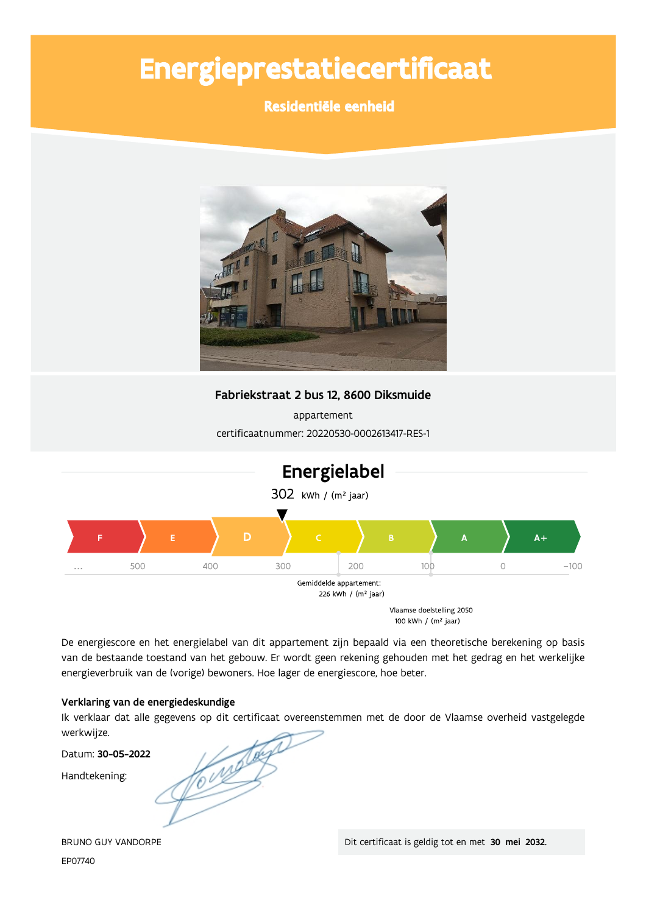# Energieprestatiecertificaat

**Residentiële eenheid**

**Fabriekstraat 2 bus 12, 8600 Diksmuide**

appartement

certificaatnummer: 20220530-0002613417-RES-1

## Energielabel

302 kWh / (m² jaar)

F | E | D | C | B | A | A+

... 500 400 300 200 100 0 −100

Gemiddelde appartement: 226 kWh / (m² jaar)

Vlaamse doelstelling 2050 100 kWh / (m² jaar)

De energiescore en het energielabel van dit appartement zijn bepaald via een theoretische berekening op basis van de bestaande toestand van het gebouw. Er wordt geen rekening gehouden met het gedrag en het werkelijke energieverbruik van de (vorige) bewoners. Hoe lager de energiescore, hoe beter.

**Verklaring van de energiedeskundige**

Ik verklaar dat alle gegevens op dit certificaat overeenstemmen met de door de Vlaamse overheid vastgelegde werkwijze.

Datum: **30-05-2022**

Handtekening:

BRUNO GUY VANDORPE

EP07740

Dit certificaat is geldig tot en met **30 mei 2032**.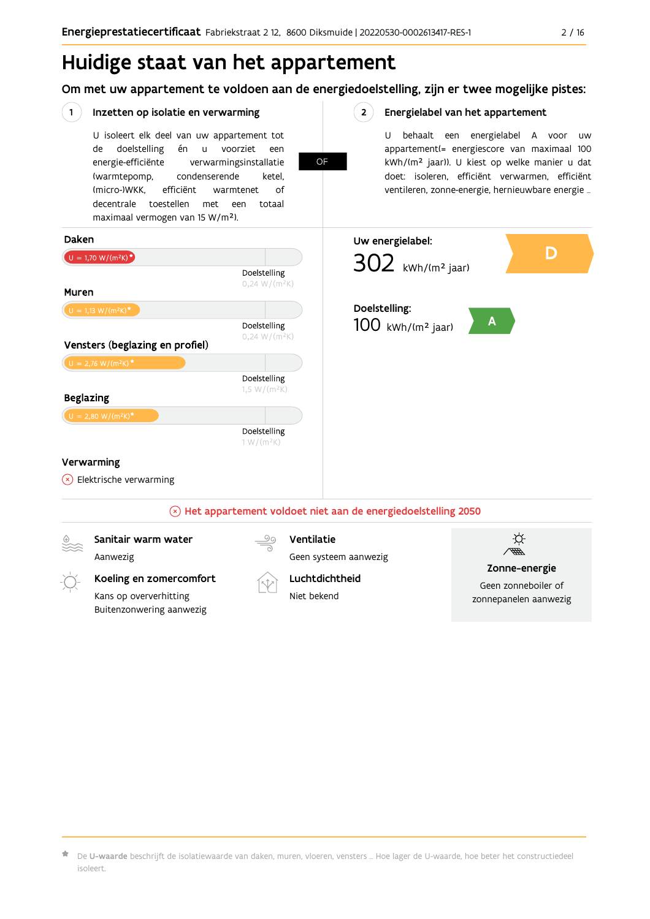# Huidige staat van het appartement

## Om met uw appartement te voldoen aan de energiedoelstelling, zijn er twee mogelijke pistes:

### 1 Inzetten op isolatie en verwarming

U isoleert elk deel van uw appartement tot de doelstelling én u voorziet een energie-efficiënte verwarmingsinstallatie (warmtepomp, condenserende ketel, (micro-)WKK, efficiënt warmtenet of decentrale toestellen met een totaal maximaal vermogen van 15 W/m²).

OF

### 2 Energielabel van het appartement

U behaalt een energielabel A voor uw appartement(= energiescore van maximaal 100 kWh/(m² jaar)). U kiest op welke manier u dat doet: isoleren, efficiënt verwarmen, efficiënt ventileren, zonne-energie, hernieuwbare energie ...

**Daken**

U = 1,70 W/(m²K)*

Doelstelling 0,24 W/(m²K)

**Muren**

U = 1,13 W/(m²K)*

Doelstelling 0,24 W/(m²K)

**Vensters (beglazing en profiel)**

U = 2,76 W/(m²K)*

Doelstelling 1,5 W/(m²K)

**Beglazing**

U = 2,80 W/(m²K)*

Doelstelling 1 W/(m²K)

**Verwarming**

Elektrische verwarming

**Uw energielabel:**

302 kWh/(m² jaar) — D

**Doelstelling:**

100 kWh/(m² jaar) — A

Het appartement voldoet niet aan de energiedoelstelling 2050

**Sanitair warm water**

Aanwezig

**Koeling en zomercomfort**

Kans op oververhitting
Buitenzonwering aanwezig

**Ventilatie**

Geen systeem aanwezig

**Luchtdichtheid**

Niet bekend

**Zonne-energie**

Geen zonneboiler of zonnepanelen aanwezig

* De **U-waarde** beschrijft de isolatiewaarde van daken, muren, vloeren, vensters ... Hoe lager de U-waarde, hoe beter het constructiedeel isoleert.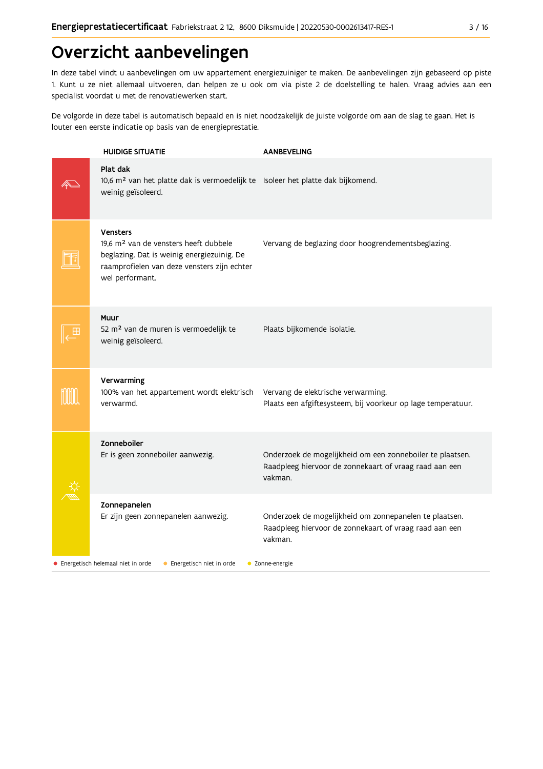# Overzicht aanbevelingen

In deze tabel vindt u aanbevelingen om uw appartement energiezuiniger te maken. De aanbevelingen zijn gebaseerd op piste 1. Kunt u ze niet allemaal uitvoeren, dan helpen ze u ook om via piste 2 de doelstelling te halen. Vraag advies aan een specialist voordat u met de renovatiewerken start.

De volgorde in deze tabel is automatisch bepaald en is niet noodzakelijk de juiste volgorde om aan de slag te gaan. Het is louter een eerste indicatie op basis van de energieprestatie.

| HUIDIGE SITUATIE | AANBEVELING |
|---|---|
| **Plat dak**<br>10,6 m² van het platte dak is vermoedelijk te weinig geïsoleerd. | Isoleer het platte dak bijkomend. |
| **Vensters**<br>19,6 m² van de vensters heeft dubbele beglazing. Dat is weinig energiezuinig. De raamprofielen van deze vensters zijn echter wel performant. | Vervang de beglazing door hoogrendementsbeglazing. |
| **Muur**<br>52 m² van de muren is vermoedelijk te weinig geïsoleerd. | Plaats bijkomende isolatie. |
| **Verwarming**<br>100% van het appartement wordt elektrisch verwarmd. | Vervang de elektrische verwarming.<br>Plaats een afgiftesysteem, bij voorkeur op lage temperatuur. |
| **Zonneboiler**<br>Er is geen zonneboiler aanwezig. | Onderzoek de mogelijkheid om een zonneboiler te plaatsen. Raadpleeg hiervoor de zonnekaart of vraag raad aan een vakman. |
| **Zonnepanelen**<br>Er zijn geen zonnepanelen aanwezig. | Onderzoek de mogelijkheid om zonnepanelen te plaatsen. Raadpleeg hiervoor de zonnekaart of vraag raad aan een vakman. |

● Energetisch helemaal niet in orde ● Energetisch niet in orde ● Zonne-energie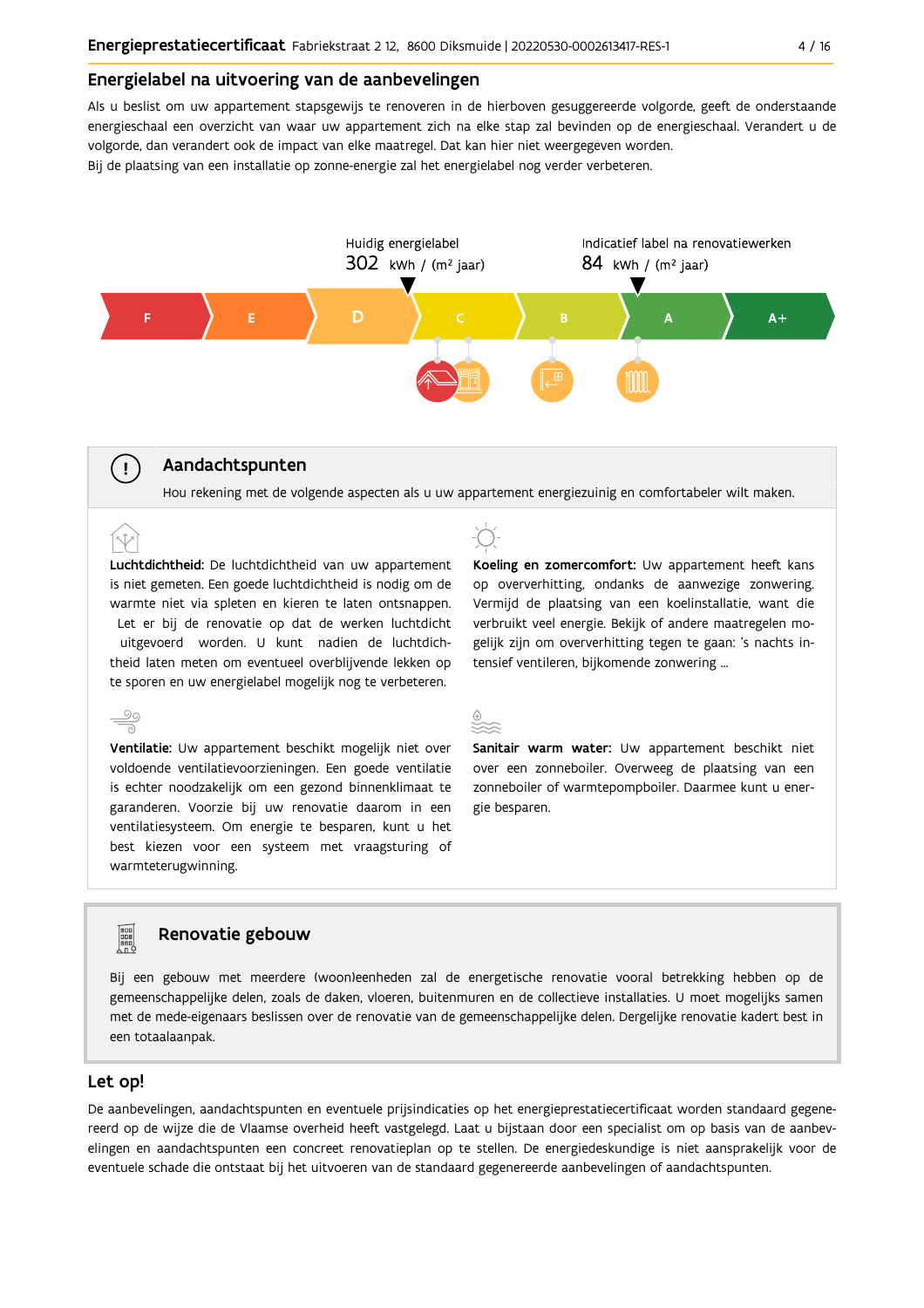## Energielabel na uitvoering van de aanbevelingen

Als u beslist om uw appartement stapsgewijs te renoveren in de hierboven gesuggereerde volgorde, geeft de onderstaande energieschaal een overzicht van waar uw appartement zich na elke stap zal bevinden op de energieschaal. Verandert u de volgorde, dan verandert ook de impact van elke maatregel. Dat kan hier niet weergegeven worden.
Bij de plaatsing van een installatie op zonne-energie zal het energielabel nog verder verbeteren.

Huidig energielabel
302 kWh / (m² jaar)

Indicatief label na renovatiewerken
84 kWh / (m² jaar)

F | E | D | C | B | A | A+

## Aandachtspunten

Hou rekening met de volgende aspecten als u uw appartement energiezuinig en comfortabeler wilt maken.

**Luchtdichtheid:** De luchtdichtheid van uw appartement is niet gemeten. Een goede luchtdichtheid is nodig om de warmte niet via spleten en kieren te laten ontsnappen. Let er bij de renovatie op dat de werken luchtdicht uitgevoerd worden. U kunt nadien de luchtdichtheid laten meten om eventueel overblijvende lekken op te sporen en uw energielabel mogelijk nog te verbeteren.

**Ventilatie:** Uw appartement beschikt mogelijk niet over voldoende ventilatievoorzieningen. Een goede ventilatie is echter noodzakelijk om een gezond binnenklimaat te garanderen. Voorzie bij uw renovatie daarom in een ventilatiesysteem. Om energie te besparen, kunt u het best kiezen voor een systeem met vraagsturing of warmteterugwinning.

**Koeling en zomercomfort:** Uw appartement heeft kans op oververhitting, ondanks de aanwezige zonwering. Vermijd de plaatsing van een koelinstallatie, want die verbruikt veel energie. Bekijk of andere maatregelen mogelijk zijn om oververhitting tegen te gaan: 's nachts intensief ventileren, bijkomende zonwering ...

**Sanitair warm water:** Uw appartement beschikt niet over een zonneboiler. Overweeg de plaatsing van een zonneboiler of warmtepompboiler. Daarmee kunt u energie besparen.

## Renovatie gebouw

Bij een gebouw met meerdere (woon)eenheden zal de energetische renovatie vooral betrekking hebben op de gemeenschappelijke delen, zoals de daken, vloeren, buitenmuren en de collectieve installaties. U moet mogelijks samen met de mede-eigenaars beslissen over de renovatie van de gemeenschappelijke delen. Dergelijke renovatie kadert best in een totaalaanpak.

## Let op!

De aanbevelingen, aandachtspunten en eventuele prijsindicaties op het energieprestatiecertificaat worden standaard gegenereerd op de wijze die de Vlaamse overheid heeft vastgelegd. Laat u bijstaan door een specialist om op basis van de aanbevelingen en aandachtspunten een concreet renovatieplan op te stellen. De energiedeskundige is niet aansprakelijk voor de eventuele schade die ontstaat bij het uitvoeren van de standaard gegenereerde aanbevelingen of aandachtspunten.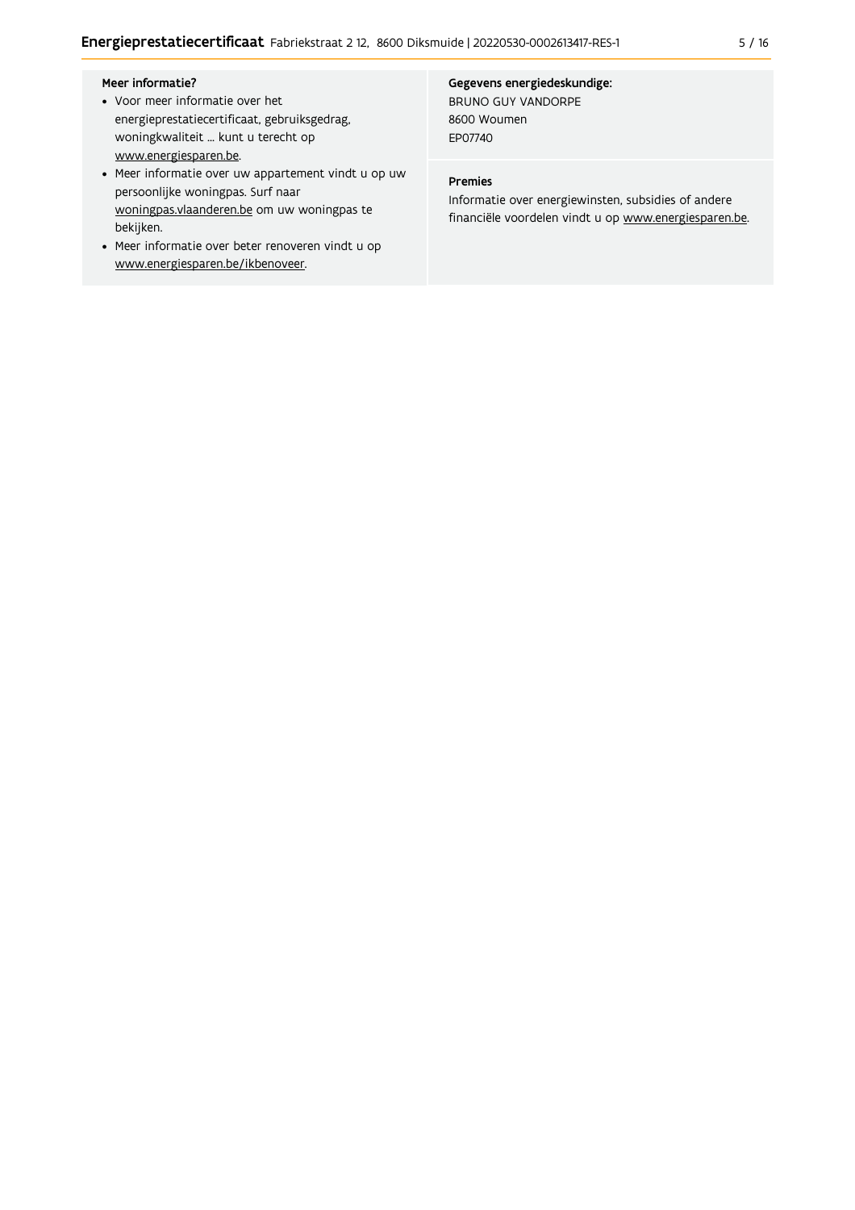**Meer informatie?**

- Voor meer informatie over het energieprestatiecertificaat, gebruiksgedrag, woningkwaliteit ... kunt u terecht op www.energiesparen.be.
- Meer informatie over uw appartement vindt u op uw persoonlijke woningpas. Surf naar woningpas.vlaanderen.be om uw woningpas te bekijken.
- Meer informatie over beter renoveren vindt u op www.energiesparen.be/ikbenoveer.

**Gegevens energiedeskundige:**

BRUNO GUY VANDORPE
8600 Woumen
EP07740

**Premies**

Informatie over energiewinsten, subsidies of andere financiële voordelen vindt u op www.energiesparen.be.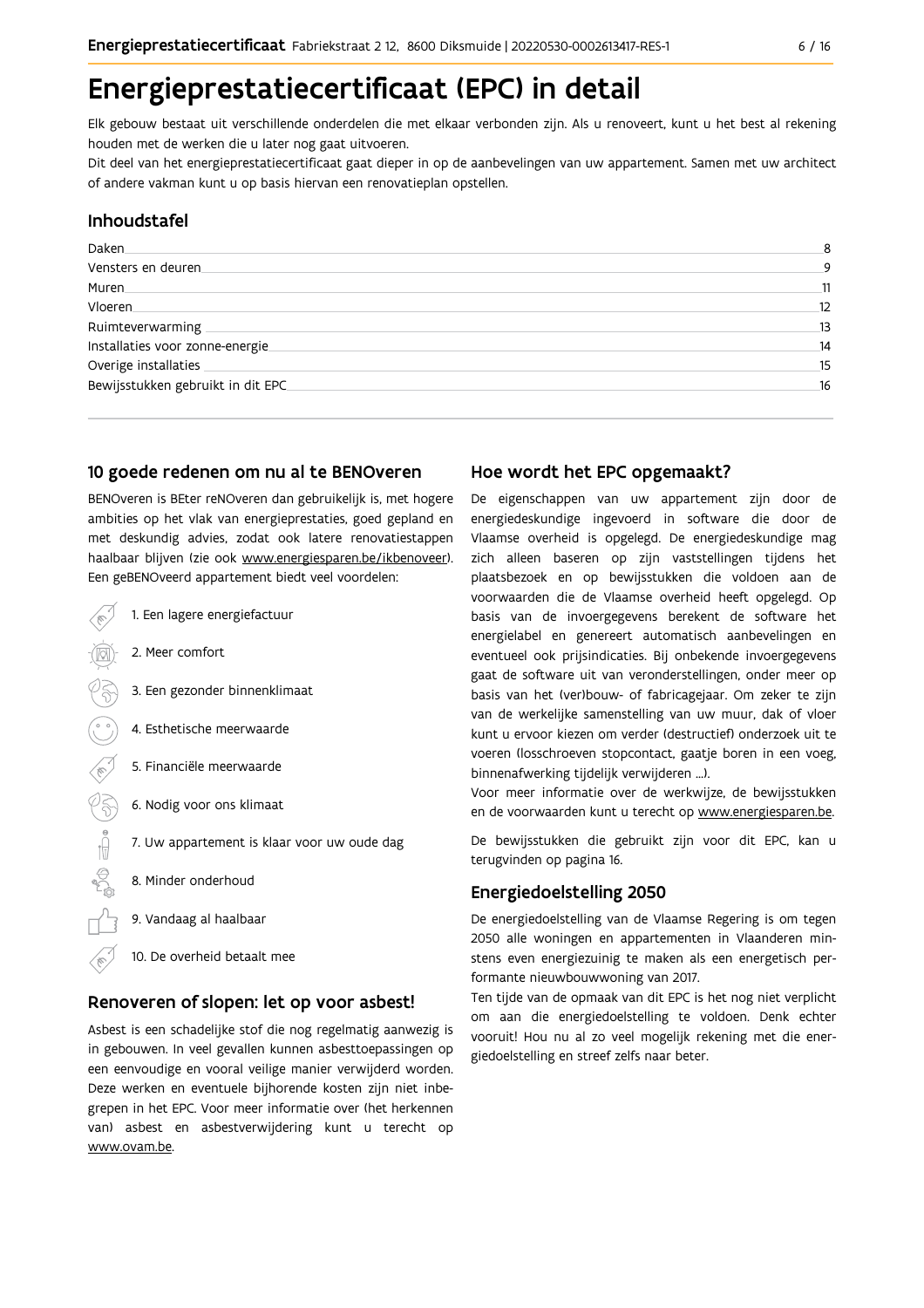# Energieprestatiecertificaat (EPC) in detail

Elk gebouw bestaat uit verschillende onderdelen die met elkaar verbonden zijn. Als u renoveert, kunt u het best al rekening houden met de werken die u later nog gaat uitvoeren.
Dit deel van het energieprestatiecertificaat gaat dieper in op de aanbevelingen van uw appartement. Samen met uw architect of andere vakman kunt u op basis hiervan een renovatieplan opstellen.

## Inhoudstafel

| | |
|---|---|
| Daken | 8 |
| Vensters en deuren | 9 |
| Muren | 11 |
| Vloeren | 12 |
| Ruimteverwarming | 13 |
| Installaties voor zonne-energie | 14 |
| Overige installaties | 15 |
| Bewijsstukken gebruikt in dit EPC | 16 |

## 10 goede redenen om nu al te BENOveren

BENOveren is BEter reNOveren dan gebruikelijk is, met hogere ambities op het vlak van energieprestaties, goed gepland en met deskundig advies, zodat ook latere renovatiestappen haalbaar blijven (zie ook www.energiesparen.be/ikbenoveer). Een geBENOveerd appartement biedt veel voordelen:

1. Een lagere energiefactuur
2. Meer comfort
3. Een gezonder binnenklimaat
4. Esthetische meerwaarde
5. Financiële meerwaarde
6. Nodig voor ons klimaat
7. Uw appartement is klaar voor uw oude dag
8. Minder onderhoud
9. Vandaag al haalbaar
10. De overheid betaalt mee

## Renoveren of slopen: let op voor asbest!

Asbest is een schadelijke stof die nog regelmatig aanwezig is in gebouwen. In veel gevallen kunnen asbesttoepassingen op een eenvoudige en vooral veilige manier verwijderd worden. Deze werken en eventuele bijhorende kosten zijn niet inbegrepen in het EPC. Voor meer informatie over (het herkennen van) asbest en asbestverwijdering kunt u terecht op www.ovam.be.

## Hoe wordt het EPC opgemaakt?

De eigenschappen van uw appartement zijn door de energiedeskundige ingevoerd in software die door de Vlaamse overheid is opgelegd. De energiedeskundige mag zich alleen baseren op zijn vaststellingen tijdens het plaatsbezoek en op bewijsstukken die voldoen aan de voorwaarden die de Vlaamse overheid heeft opgelegd. Op basis van de invoergegevens berekent de software het energielabel en genereert automatisch aanbevelingen en eventueel ook prijsindicaties. Bij onbekende invoergegevens gaat de software uit van veronderstellingen, onder meer op basis van het (ver)bouw- of fabricagejaar. Om zeker te zijn van de werkelijke samenstelling van uw muur, dak of vloer kunt u ervoor kiezen om verder (destructief) onderzoek uit te voeren (losschroeven stopcontact, gaatje boren in een voeg, binnenafwerking tijdelijk verwijderen ...).
Voor meer informatie over de werkwijze, de bewijsstukken en de voorwaarden kunt u terecht op www.energiesparen.be.

De bewijsstukken die gebruikt zijn voor dit EPC, kan u terugvinden op pagina 16.

## Energiedoelstelling 2050

De energiedoelstelling van de Vlaamse Regering is om tegen 2050 alle woningen en appartementen in Vlaanderen minstens even energiezuinig te maken als een energetisch performante nieuwbouwwoning van 2017.
Ten tijde van de opmaak van dit EPC is het nog niet verplicht om aan die energiedoelstelling te voldoen. Denk echter vooruit! Hou nu al zo veel mogelijk rekening met die energiedoelstelling en streef zelfs naar beter.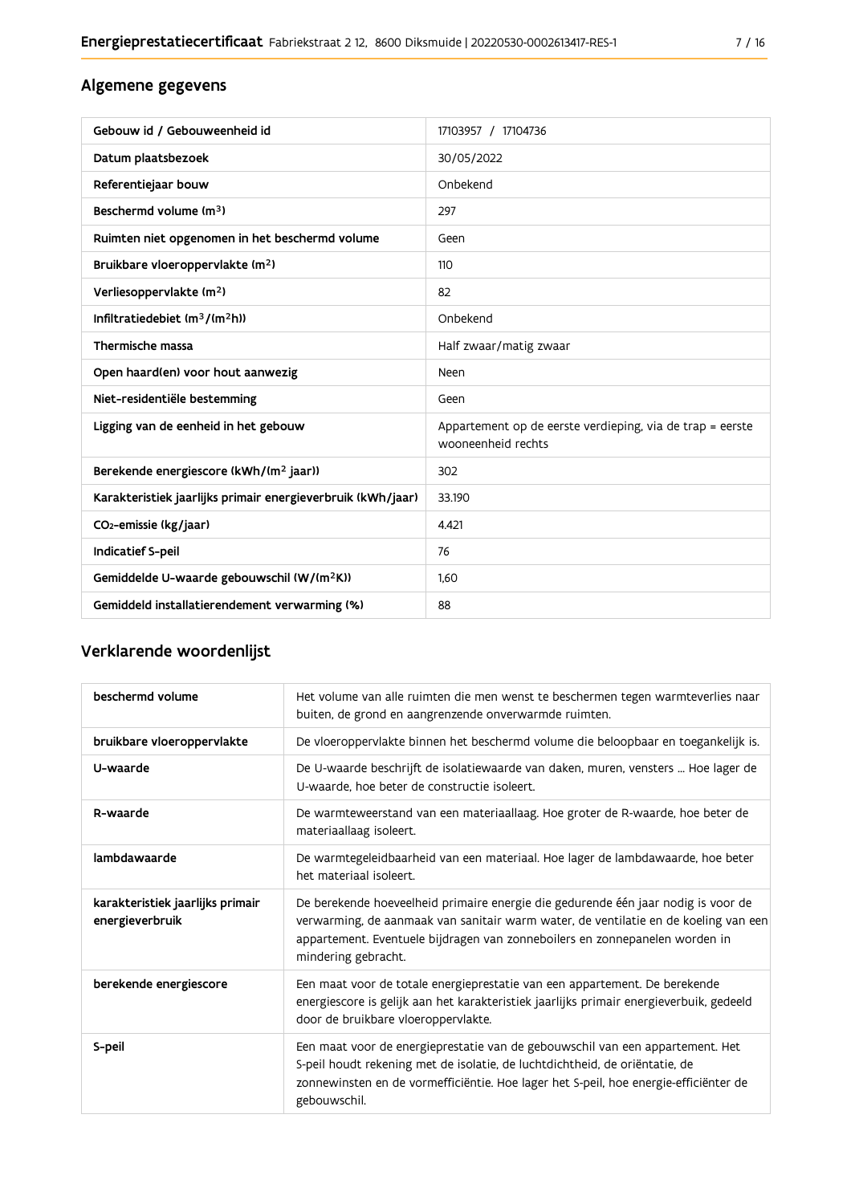## Algemene gegevens

| Gebouw id / Gebouweenheid id | 17103957 / 17104736 |
|---|---|
| Datum plaatsbezoek | 30/05/2022 |
| Referentiejaar bouw | Onbekend |
| Beschermd volume ($m^3$) | 297 |
| Ruimten niet opgenomen in het beschermd volume | Geen |
| Bruikbare vloeroppervlakte ($m^2$) | 110 |
| Verliesoppervlakte ($m^2$) | 82 |
| Infiltratiedebiet ($m^3/(m^2h)$) | Onbekend |
| Thermische massa | Half zwaar/matig zwaar |
| Open haard(en) voor hout aanwezig | Neen |
| Niet-residentiële bestemming | Geen |
| Ligging van de eenheid in het gebouw | Appartement op de eerste verdieping, via de trap = eerste wooneenheid rechts |
| Berekende energiescore (kWh/($m^2$ jaar)) | 302 |
| Karakteristiek jaarlijks primair energieverbruik (kWh/jaar) | 33.190 |
| $CO_2$-emissie (kg/jaar) | 4.421 |
| Indicatief S-peil | 76 |
| Gemiddelde U-waarde gebouwschil (W/($m^2$K)) | 1,60 |
| Gemiddeld installatierendement verwarming (%) | 88 |

## Verklarende woordenlijst

| beschermd volume | Het volume van alle ruimten die men wenst te beschermen tegen warmteverlies naar buiten, de grond en aangrenzende onverwarmde ruimten. |
|---|---|
| bruikbare vloeroppervlakte | De vloeroppervlakte binnen het beschermd volume die beloopbaar en toegankelijk is. |
| U-waarde | De U-waarde beschrijft de isolatiewaarde van daken, muren, vensters ... Hoe lager de U-waarde, hoe beter de constructie isoleert. |
| R-waarde | De warmteweerstand van een materiaallaag. Hoe groter de R-waarde, hoe beter de materiaallaag isoleert. |
| lambdawaarde | De warmtegeleidbaarheid van een materiaal. Hoe lager de lambdawaarde, hoe beter het materiaal isoleert. |
| karakteristiek jaarlijks primair energieverbruik | De berekende hoeveelheid primaire energie die gedurende één jaar nodig is voor de verwarming, de aanmaak van sanitair warm water, de ventilatie en de koeling van een appartement. Eventuele bijdragen van zonneboilers en zonnepanelen worden in mindering gebracht. |
| berekende energiescore | Een maat voor de totale energieprestatie van een appartement. De berekende energiescore is gelijk aan het karakteristiek jaarlijks primair energieverbuik, gedeeld door de bruikbare vloeroppervlakte. |
| S-peil | Een maat voor de energieprestatie van de gebouwschil van een appartement. Het S-peil houdt rekening met de isolatie, de luchtdichtheid, de oriëntatie, de zonnewinsten en de vormefficiëntie. Hoe lager het S-peil, hoe energie-efficiënter de gebouwschil. |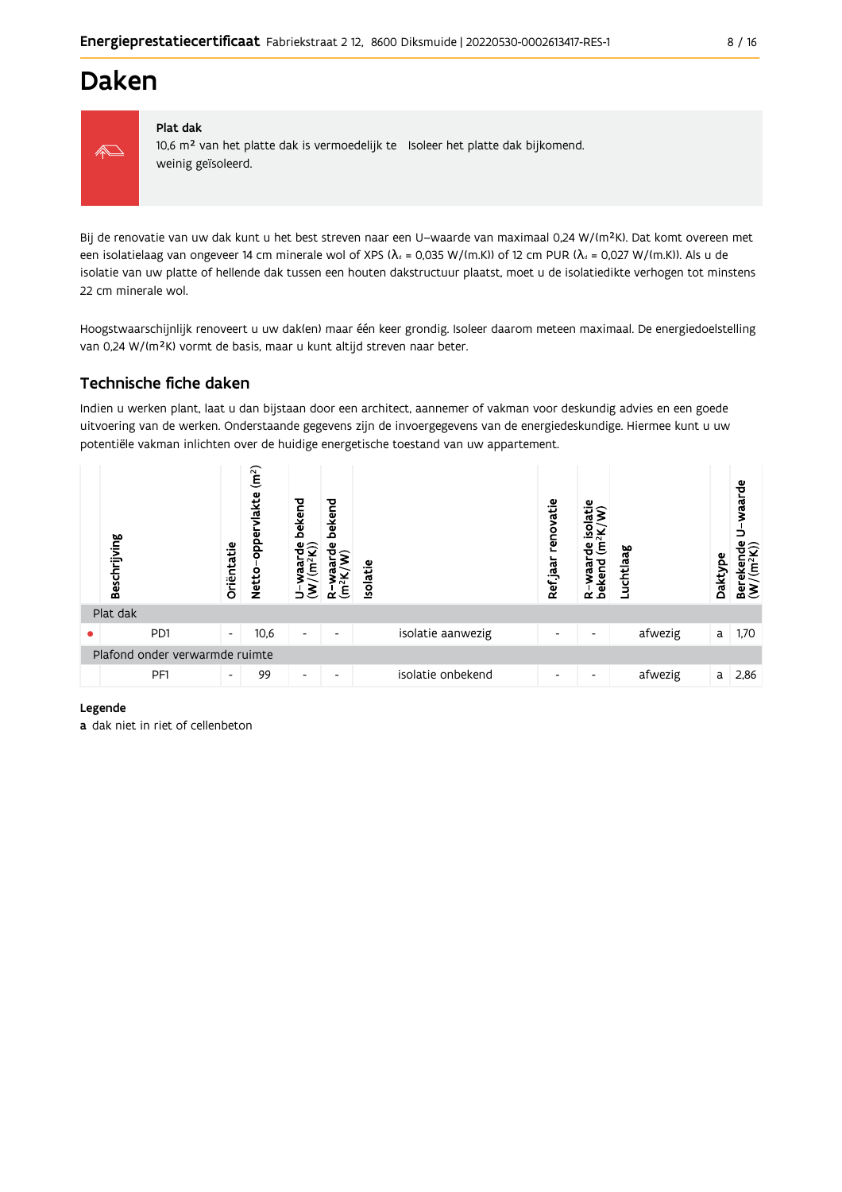# Daken

**Plat dak**

10,6 m² van het platte dak is vermoedelijk te weinig geïsoleerd. Isoleer het platte dak bijkomend.

Bij de renovatie van uw dak kunt u het best streven naar een U–waarde van maximaal 0,24 W/(m²K). Dat komt overeen met een isolatielaag van ongeveer 14 cm minerale wol of XPS ($\lambda_d$ = 0,035 W/(m.K)) of 12 cm PUR ($\lambda_d$ = 0,027 W/(m.K)). Als u de isolatie van uw platte of hellende dak tussen een houten dakstructuur plaatst, moet u de isolatiedikte verhogen tot minstens 22 cm minerale wol.

Hoogstwaarschijnlijk renoveert u uw dak(en) maar één keer grondig. Isoleer daarom meteen maximaal. De energiedoelstelling van 0,24 W/(m²K) vormt de basis, maar u kunt altijd streven naar beter.

## Technische fiche daken

Indien u werken plant, laat u dan bijstaan door een architect, aannemer of vakman voor deskundig advies en een goede uitvoering van de werken. Onderstaande gegevens zijn de invoergegevens van de energiedeskundige. Hiermee kunt u uw potentiële vakman inlichten over de huidige energetische toestand van uw appartement.

| | Beschrijving | Oriëntatie | Netto–oppervlakte (m²) | U–waarde bekend (W/(m²K)) | R–waarde bekend (m²K/W) | Isolatie | Ref.jaar renovatie | R–waarde isolatie bekend (m²K/W) | Luchtlaag | Daktype | Berekende U–waarde (W/(m²K)) |
|---|---|---|---|---|---|---|---|---|---|---|---|
| Plat dak | | | | | | | | | | | |
| • | PD1 | - | 10,6 | - | - | isolatie aanwezig | - | - | afwezig | a | 1,70 |
| Plafond onder verwarmde ruimte | | | | | | | | | | | |
| | PF1 | - | 99 | - | - | isolatie onbekend | - | - | afwezig | a | 2,86 |

**Legende**

**a** dak niet in riet of cellenbeton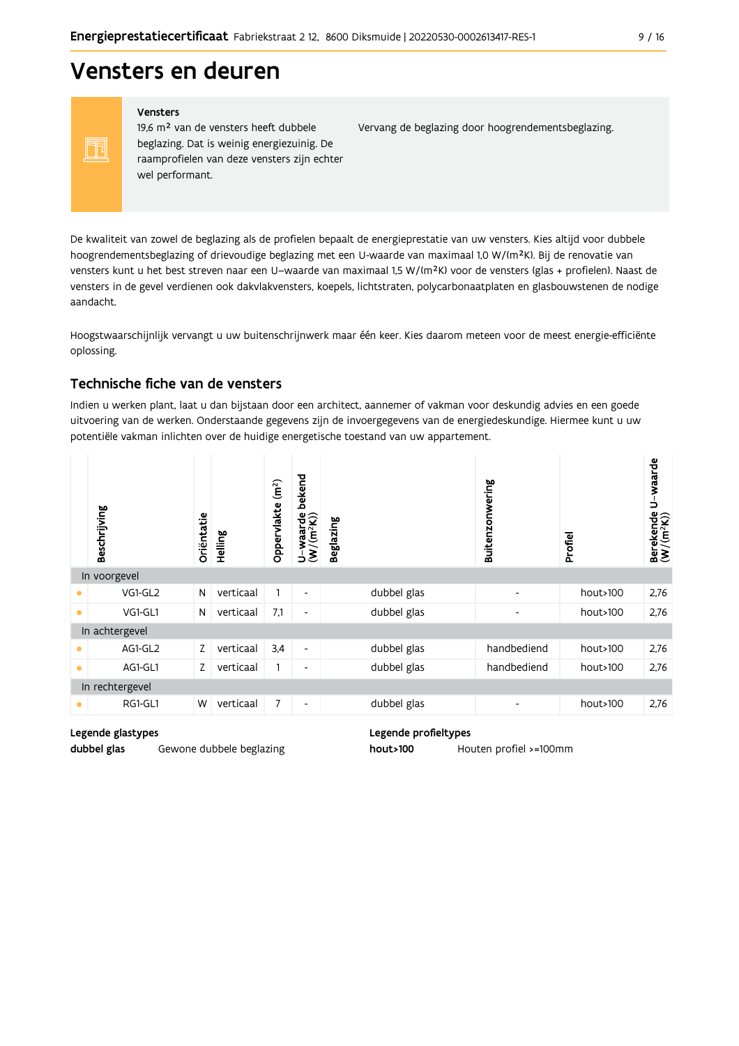# Vensters en deuren

**Vensters**

19,6 m² van de vensters heeft dubbele beglazing. Dat is weinig energiezuinig. De raamprofielen van deze vensters zijn echter wel performant.

Vervang de beglazing door hoogrendementsbeglazing.

De kwaliteit van zowel de beglazing als de profielen bepaalt de energieprestatie van uw vensters. Kies altijd voor dubbele hoogrendementsbeglazing of drievoudige beglazing met een U-waarde van maximaal 1,0 W/(m²K). Bij de renovatie van vensters kunt u het best streven naar een U–waarde van maximaal 1,5 W/(m²K) voor de vensters (glas + profielen). Naast de vensters in de gevel verdienen ook dakvlakvensters, koepels, lichtstraten, polycarbonaatplaten en glasbouwstenen de nodige aandacht.

Hoogstwaarschijnlijk vervangt u uw buitenschrijnwerk maar één keer. Kies daarom meteen voor de meest energie-efficiënte oplossing.

## Technische fiche van de vensters

Indien u werken plant, laat u dan bijstaan door een architect, aannemer of vakman voor deskundig advies en een goede uitvoering van de werken. Onderstaande gegevens zijn de invoergegevens van de energiedeskundige. Hiermee kunt u uw potentiële vakman inlichten over de huidige energetische toestand van uw appartement.

| | Beschrijving | Oriëntatie | Helling | Oppervlakte (m²) | U–waarde bekend (W/(m²K)) | Beglazing | Buitenzonwering | Profiel | Berekende U–waarde (W/(m²K)) |
|---|---|---|---|---|---|---|---|---|---|
| **In voorgevel** | | | | | | | | | |
| • | VG1-GL2 | N | verticaal | 1 | - | dubbel glas | - | hout>100 | 2,76 |
| • | VG1-GL1 | N | verticaal | 7,1 | - | dubbel glas | - | hout>100 | 2,76 |
| **In achtergevel** | | | | | | | | | |
| • | AG1-GL2 | Z | verticaal | 3,4 | - | dubbel glas | handbediend | hout>100 | 2,76 |
| • | AG1-GL1 | Z | verticaal | 1 | - | dubbel glas | handbediend | hout>100 | 2,76 |
| **In rechtergevel** | | | | | | | | | |
| • | RG1-GL1 | W | verticaal | 7 | - | dubbel glas | - | hout>100 | 2,76 |

**Legende glastypes**

**dubbel glas** Gewone dubbele beglazing

**Legende profieltypes**

**hout>100** Houten profiel >=100mm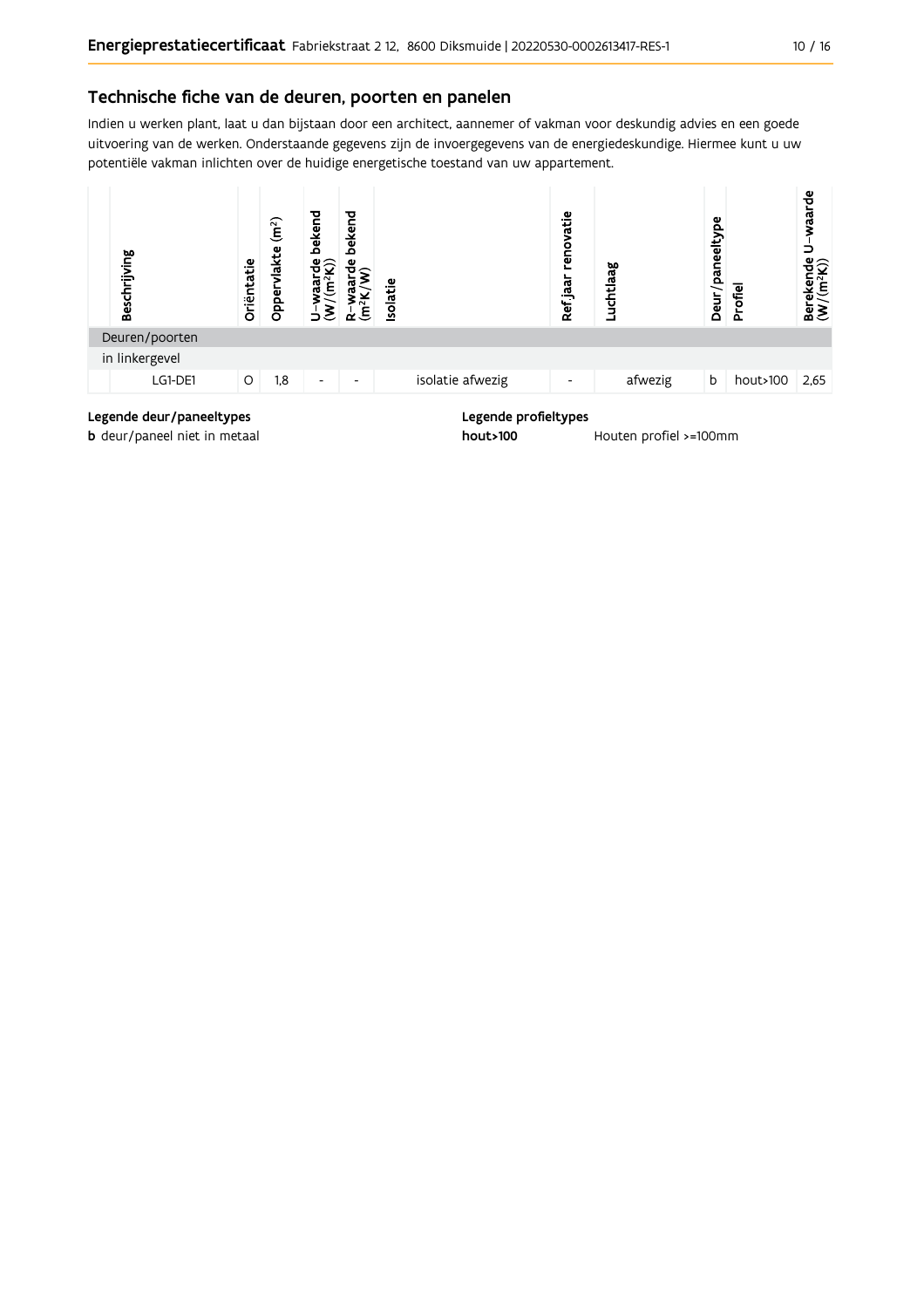## Technische fiche van de deuren, poorten en panelen

Indien u werken plant, laat u dan bijstaan door een architect, aannemer of vakman voor deskundig advies en een goede uitvoering van de werken. Onderstaande gegevens zijn de invoergegevens van de energiedeskundige. Hiermee kunt u uw potentiële vakman inlichten over de huidige energetische toestand van uw appartement.

| Beschrijving | Oriëntatie | Oppervlakte (m²) | U-waarde bekend (W/(m²K)) | R-waarde bekend (m²K/W) | Isolatie | Ref.jaar renovatie | Luchtlaag | Deur/paneeltype | Profiel | Berekende U-waarde (W/(m²K)) |
|---|---|---|---|---|---|---|---|---|---|---|
| Deuren/poorten | | | | | | | | | | |
| in linkergevel | | | | | | | | | | |
| LG1-DE1 | O | 1,8 | - | - | isolatie afwezig | - | afwezig | b | hout>100 | 2,65 |

**Legende deur/paneeltypes**

**b** deur/paneel niet in metaal

**Legende profieltypes**

**hout>100** Houten profiel >=100mm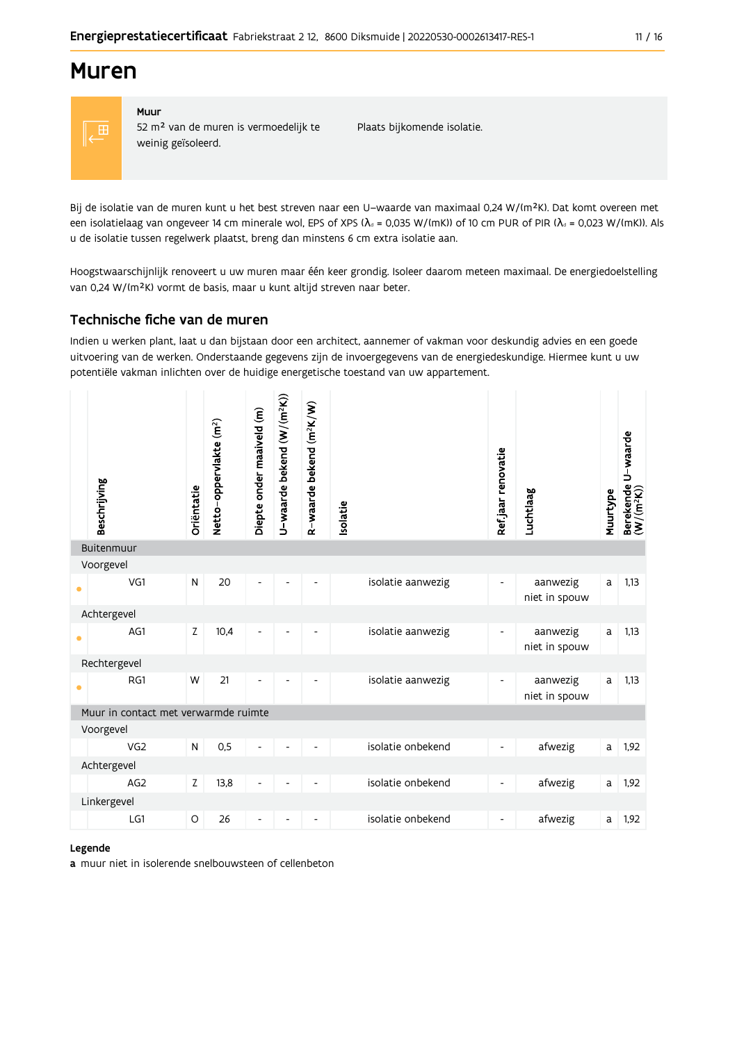# Muren

**Muur**
52 m² van de muren is vermoedelijk te weinig geïsoleerd.

Plaats bijkomende isolatie.

Bij de isolatie van de muren kunt u het best streven naar een U-waarde van maximaal 0,24 W/(m²K). Dat komt overeen met een isolatielaag van ongeveer 14 cm minerale wol, EPS of XPS ($\lambda_d$ = 0,035 W/(mK)) of 10 cm PUR of PIR ($\lambda_d$ = 0,023 W/(mK)). Als u de isolatie tussen regelwerk plaatst, breng dan minstens 6 cm extra isolatie aan.

Hoogstwaarschijnlijk renoveert u uw muren maar één keer grondig. Isoleer daarom meteen maximaal. De energiedoelstelling van 0,24 W/(m²K) vormt de basis, maar u kunt altijd streven naar beter.

## Technische fiche van de muren

Indien u werken plant, laat u dan bijstaan door een architect, aannemer of vakman voor deskundig advies en een goede uitvoering van de werken. Onderstaande gegevens zijn de invoergegevens van de energiedeskundige. Hiermee kunt u uw potentiële vakman inlichten over de huidige energetische toestand van uw appartement.

| | Beschrijving | Oriëntatie | Netto-oppervlakte (m²) | Diepte onder maaiveld (m) | U-waarde bekend (W/(m²K)) | R-waarde bekend (m²K/W) | Isolatie | Ref.jaar renovatie | Luchtlaag | Muurtype | Berekende U-waarde (W/(m²K)) |
|---|---|---|---|---|---|---|---|---|---|---|---|
| **Buitenmuur** | | | | | | | | | | | |
| Voorgevel | | | | | | | | | | | |
| • | VG1 | N | 20 | - | - | - | isolatie aanwezig | - | aanwezig niet in spouw | a | 1,13 |
| Achtergevel | | | | | | | | | | | |
| • | AG1 | Z | 10,4 | - | - | - | isolatie aanwezig | - | aanwezig niet in spouw | a | 1,13 |
| Rechtergevel | | | | | | | | | | | |
| • | RG1 | W | 21 | - | - | - | isolatie aanwezig | - | aanwezig niet in spouw | a | 1,13 |
| **Muur in contact met verwarmde ruimte** | | | | | | | | | | | |
| Voorgevel | | | | | | | | | | | |
| | VG2 | N | 0,5 | - | - | - | isolatie onbekend | - | afwezig | a | 1,92 |
| Achtergevel | | | | | | | | | | | |
| | AG2 | Z | 13,8 | - | - | - | isolatie onbekend | - | afwezig | a | 1,92 |
| Linkergevel | | | | | | | | | | | |
| | LG1 | O | 26 | - | - | - | isolatie onbekend | - | afwezig | a | 1,92 |

**Legende**
**a** muur niet in isolerende snelbouwsteen of cellenbeton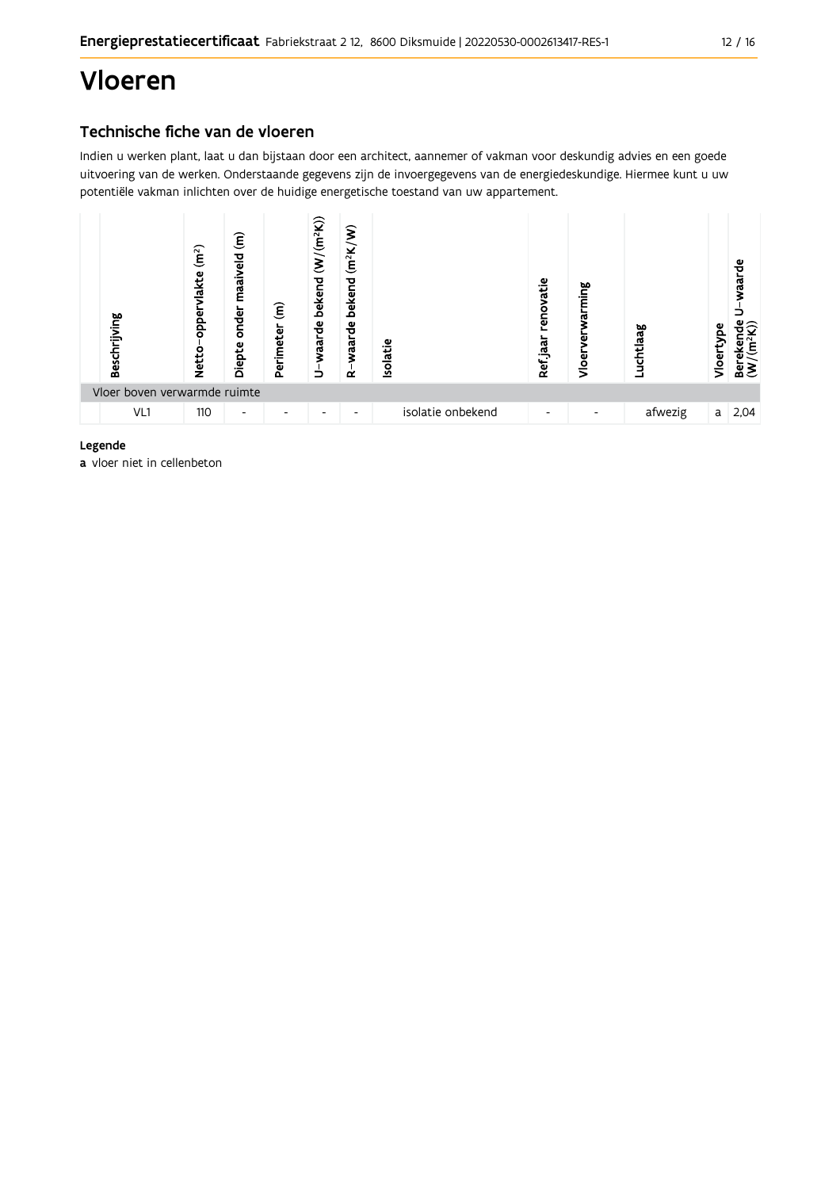# Vloeren

## Technische fiche van de vloeren

Indien u werken plant, laat u dan bijstaan door een architect, aannemer of vakman voor deskundig advies en een goede uitvoering van de werken. Onderstaande gegevens zijn de invoergegevens van de energiedeskundige. Hiermee kunt u uw potentiële vakman inlichten over de huidige energetische toestand van uw appartement.

| Beschrijving | Netto-oppervlakte ($m^2$) | Diepte onder maaiveld (m) | Perimeter (m) | U-waarde bekend ($W/(m^2K)$) | R-waarde bekend ($m^2K/W$) | Isolatie | Ref.jaar renovatie | Vloerverwarming | Luchtlaag | Vloertype | Berekende U-waarde ($W/(m^2K)$) |
|---|---|---|---|---|---|---|---|---|---|---|---|
| Vloer boven verwarmde ruimte | | | | | | | | | | | |
| VL1 | 110 | - | - | - | - | isolatie onbekend | - | - | afwezig | a | 2,04 |

**Legende**

**a** vloer niet in cellenbeton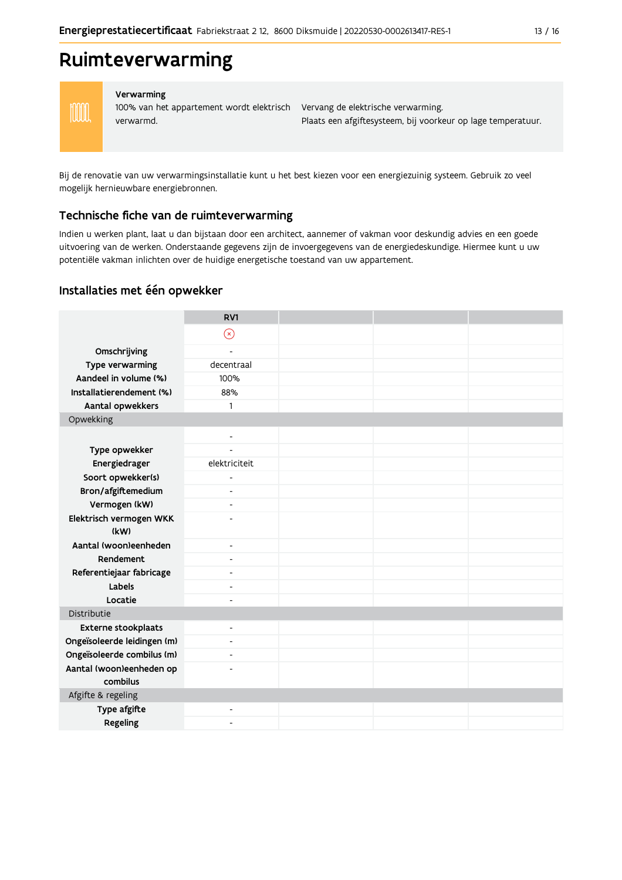# Ruimteverwarming

**Verwarming**

100% van het appartement wordt elektrisch verwarmd.

Vervang de elektrische verwarming.
Plaats een afgiftesysteem, bij voorkeur op lage temperatuur.

Bij de renovatie van uw verwarmingsinstallatie kunt u het best kiezen voor een energiezuinig systeem. Gebruik zo veel mogelijk hernieuwbare energiebronnen.

## Technische fiche van de ruimteverwarming

Indien u werken plant, laat u dan bijstaan door een architect, aannemer of vakman voor deskundig advies en een goede uitvoering van de werken. Onderstaande gegevens zijn de invoergegevens van de energiedeskundige. Hiermee kunt u uw potentiële vakman inlichten over de huidige energetische toestand van uw appartement.

### Installaties met één opwekker

| | RV1 | | | |
|---|---|---|---|---|
| | ⊗ | | | |
| **Omschrijving** | - | | | |
| **Type verwarming** | decentraal | | | |
| **Aandeel in volume (%)** | 100% | | | |
| **Installatierendement (%)** | 88% | | | |
| **Aantal opwekkers** | 1 | | | |
| Opwekking | | | | |
| | - | | | |
| **Type opwekker** | - | | | |
| **Energiedrager** | elektriciteit | | | |
| **Soort opwekker(s)** | - | | | |
| **Bron/afgiftemedium** | - | | | |
| **Vermogen (kW)** | - | | | |
| **Elektrisch vermogen WKK (kW)** | - | | | |
| **Aantal (woon)eenheden** | - | | | |
| **Rendement** | - | | | |
| **Referentiejaar fabricage** | - | | | |
| **Labels** | - | | | |
| **Locatie** | - | | | |
| Distributie | | | | |
| **Externe stookplaats** | - | | | |
| **Ongeïsoleerde leidingen (m)** | - | | | |
| **Ongeïsoleerde combilus (m)** | - | | | |
| **Aantal (woon)eenheden op combilus** | - | | | |
| Afgifte & regeling | | | | |
| **Type afgifte** | - | | | |
| **Regeling** | - | | | |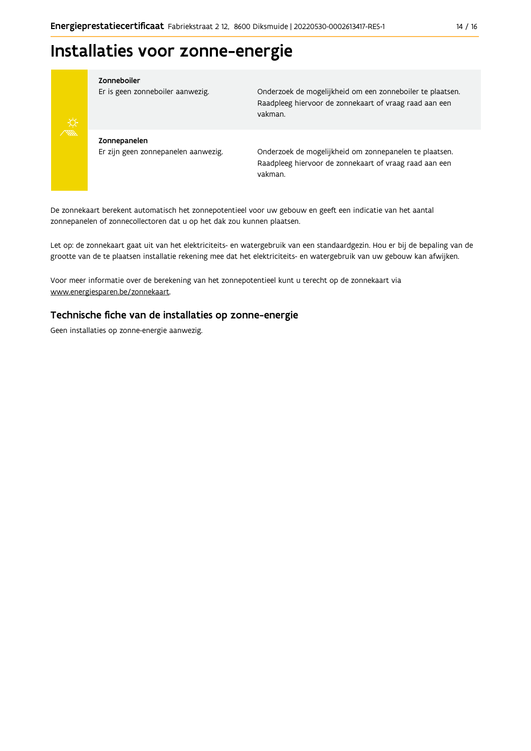# Installaties voor zonne-energie

| | | |
|---|---|---|
| **Zonneboiler** | Er is geen zonneboiler aanwezig. | Onderzoek de mogelijkheid om een zonneboiler te plaatsen. Raadpleeg hiervoor de zonnekaart of vraag raad aan een vakman. |
| **Zonnepanelen** | Er zijn geen zonnepanelen aanwezig. | Onderzoek de mogelijkheid om zonnepanelen te plaatsen. Raadpleeg hiervoor de zonnekaart of vraag raad aan een vakman. |

De zonnekaart berekent automatisch het zonnepotentieel voor uw gebouw en geeft een indicatie van het aantal zonnepanelen of zonnecollectoren dat u op het dak zou kunnen plaatsen.

Let op: de zonnekaart gaat uit van het elektriciteits- en watergebruik van een standaardgezin. Hou er bij de bepaling van de grootte van de te plaatsen installatie rekening mee dat het elektriciteits- en watergebruik van uw gebouw kan afwijken.

Voor meer informatie over de berekening van het zonnepotentieel kunt u terecht op de zonnekaart via www.energiesparen.be/zonnekaart.

## Technische fiche van de installaties op zonne-energie

Geen installaties op zonne-energie aanwezig.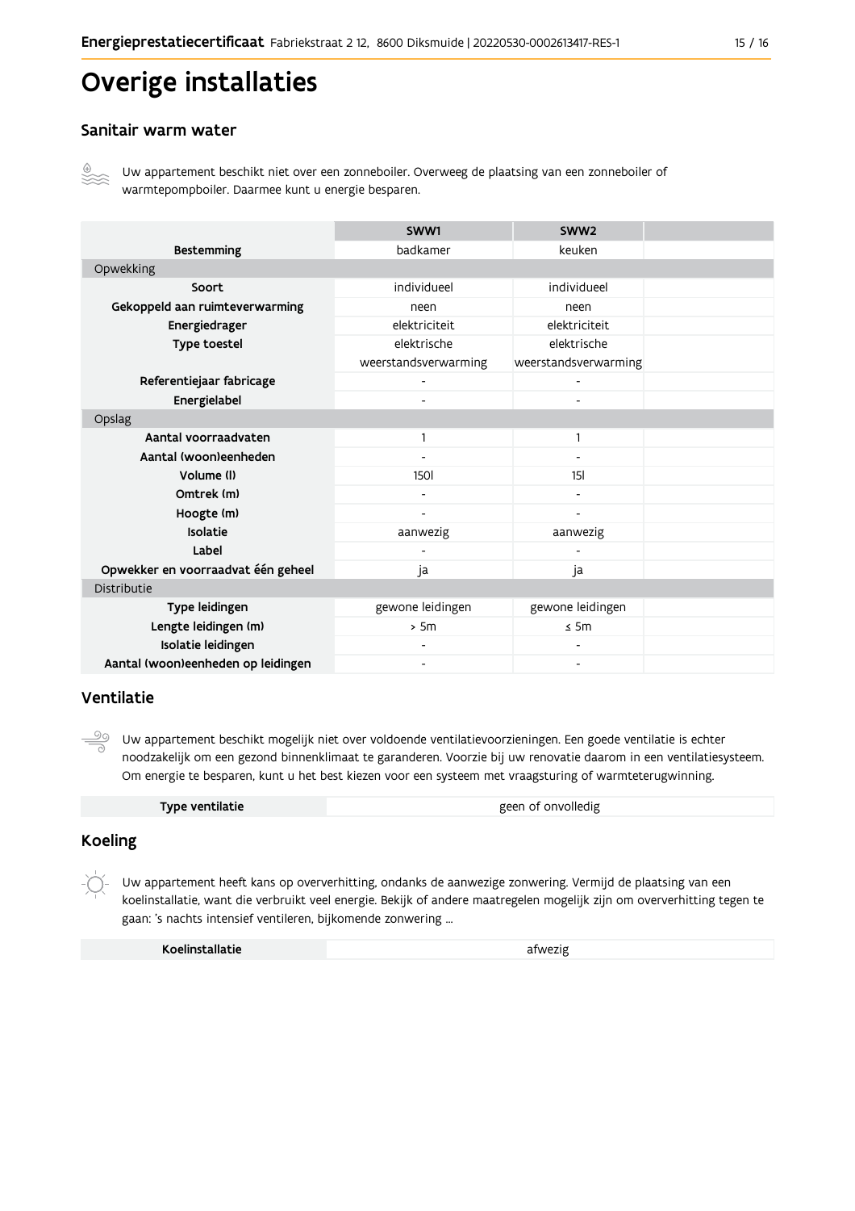# Overige installaties

## Sanitair warm water

Uw appartement beschikt niet over een zonneboiler. Overweeg de plaatsing van een zonneboiler of warmtepompboiler. Daarmee kunt u energie besparen.

| | SWW1 | SWW2 | |
|---|---|---|---|
| **Bestemming** | badkamer | keuken | |
| Opwekking | | | |
| **Soort** | individueel | individueel | |
| **Gekoppeld aan ruimteverwarming** | neen | neen | |
| **Energiedrager** | elektriciteit | elektriciteit | |
| **Type toestel** | elektrische weerstandsverwarming | elektrische weerstandsverwarming | |
| **Referentiejaar fabricage** | - | - | |
| **Energielabel** | - | - | |
| Opslag | | | |
| **Aantal voorraadvaten** | 1 | 1 | |
| **Aantal (woon)eenheden** | - | - | |
| **Volume (l)** | 150l | 15l | |
| **Omtrek (m)** | - | - | |
| **Hoogte (m)** | - | - | |
| **Isolatie** | aanwezig | aanwezig | |
| **Label** | - | - | |
| **Opwekker en voorraadvat één geheel** | ja | ja | |
| Distributie | | | |
| **Type leidingen** | gewone leidingen | gewone leidingen | |
| **Lengte leidingen (m)** | > 5m | ≤ 5m | |
| **Isolatie leidingen** | - | - | |
| **Aantal (woon)eenheden op leidingen** | - | - | |

## Ventilatie

Uw appartement beschikt mogelijk niet over voldoende ventilatievoorzieningen. Een goede ventilatie is echter noodzakelijk om een gezond binnenklimaat te garanderen. Voorzie bij uw renovatie daarom in een ventilatiesysteem. Om energie te besparen, kunt u het best kiezen voor een systeem met vraagsturing of warmteterugwinning.

| | |
|---|---|
| **Type ventilatie** | geen of onvolledig |

## Koeling

Uw appartement heeft kans op oververhitting, ondanks de aanwezige zonwering. Vermijd de plaatsing van een koelinstallatie, want die verbruikt veel energie. Bekijk of andere maatregelen mogelijk zijn om oververhitting tegen te gaan: 's nachts intensief ventileren, bijkomende zonwering ...

| | |
|---|---|
| **Koelinstallatie** | afwezig |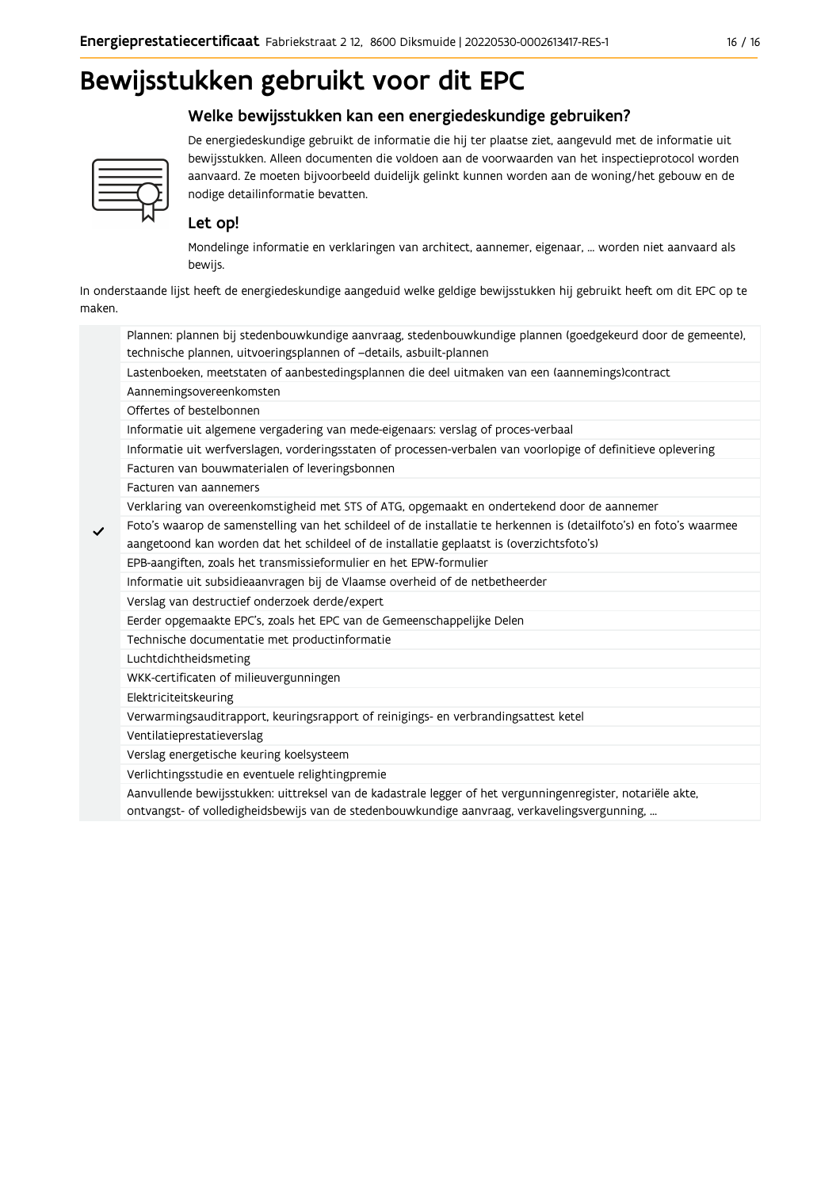# Bewijsstukken gebruikt voor dit EPC

## Welke bewijsstukken kan een energiedeskundige gebruiken?

De energiedeskundige gebruikt de informatie die hij ter plaatse ziet, aangevuld met de informatie uit bewijsstukken. Alleen documenten die voldoen aan de voorwaarden van het inspectieprotocol worden aanvaard. Ze moeten bijvoorbeeld duidelijk gelinkt kunnen worden aan de woning/het gebouw en de nodige detailinformatie bevatten.

### Let op!

Mondelinge informatie en verklaringen van architect, aannemer, eigenaar, … worden niet aanvaard als bewijs.

In onderstaande lijst heeft de energiedeskundige aangeduid welke geldige bewijsstukken hij gebruikt heeft om dit EPC op te maken.

| | |
|---|---|
| | Plannen: plannen bij stedenbouwkundige aanvraag, stedenbouwkundige plannen (goedgekeurd door de gemeente), technische plannen, uitvoeringsplannen of –details, asbuilt-plannen |
| | Lastenboeken, meetstaten of aanbestedingsplannen die deel uitmaken van een (aannemings)contract |
| | Aannemingsovereenkomsten |
| | Offertes of bestelbonnen |
| | Informatie uit algemene vergadering van mede-eigenaars: verslag of proces-verbaal |
| | Informatie uit werfverslagen, vorderingsstaten of processen-verbalen van voorlopige of definitieve oplevering |
| | Facturen van bouwmaterialen of leveringsbonnen |
| | Facturen van aannemers |
| | Verklaring van overeenkomstigheid met STS of ATG, opgemaakt en ondertekend door de aannemer |
| ✓ | Foto's waarop de samenstelling van het schildeel of de installatie te herkennen is (detailfoto's) en foto's waarmee aangetoond kan worden dat het schildeel of de installatie geplaatst is (overzichtsfoto's) |
| | EPB-aangiften, zoals het transmissieformulier en het EPW-formulier |
| | Informatie uit subsidieaanvragen bij de Vlaamse overheid of de netbeheerder |
| | Verslag van destructief onderzoek derde/expert |
| | Eerder opgemaakte EPC's, zoals het EPC van de Gemeenschappelijke Delen |
| | Technische documentatie met productinformatie |
| | Luchtdichtheidsmeting |
| | WKK-certificaten of milieuvergunningen |
| | Elektriciteitskeuring |
| | Verwarmingsauditrapport, keuringsrapport of reinigings- en verbrandingsattest ketel |
| | Ventilatieprestatieverslag |
| | Verslag energetische keuring koelsysteem |
| | Verlichtingsstudie en eventuele relightingpremie |
| | Aanvullende bewijsstukken: uittreksel van de kadastrale legger of het vergunningenregister, notariële akte, ontvangst- of volledigheidsbewijs van de stedenbouwkundige aanvraag, verkavelingsvergunning, … |